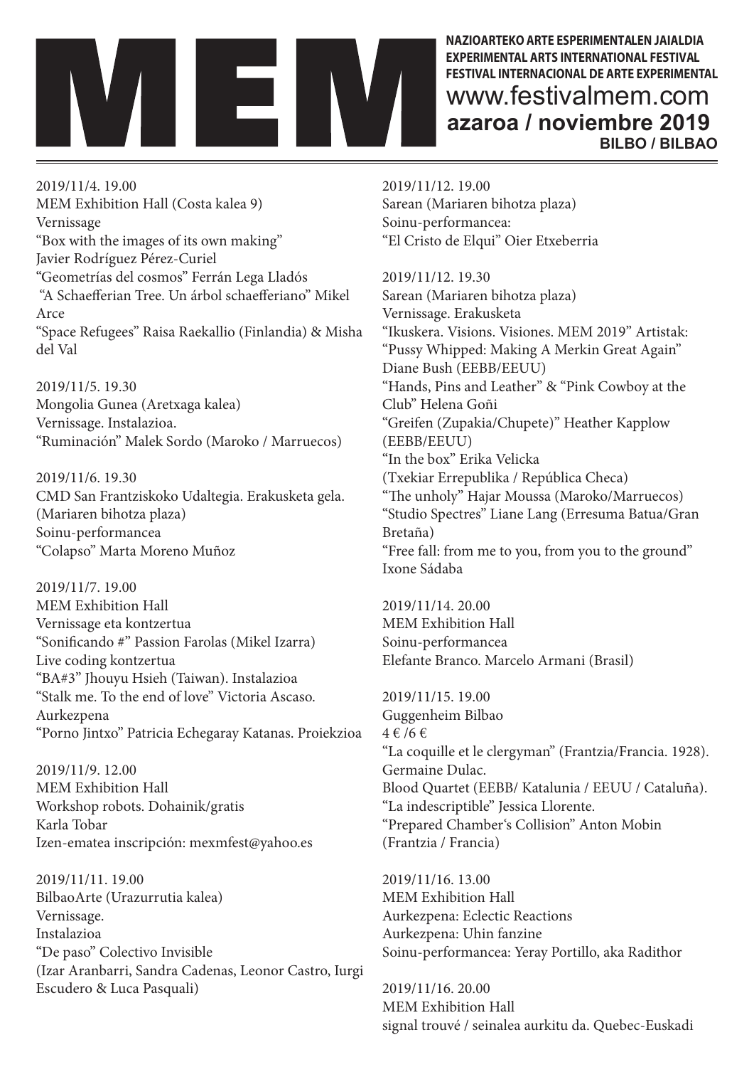# MEM

**NAZIOARTEKO ARTE ESPERIMENTALEN JAIALDIA**
**EXPERIMENTAL ARTS INTERNATIONAL FESTIVAL**
**FESTIVAL INTERNACIONAL DE ARTE EXPERIMENTAL**
www.festivalmem.com
**azaroa / noviembre 2019**
**BILBO / BILBAO**

---

2019/11/4. 19.00
MEM Exhibition Hall (Costa kalea 9)
Vernissage
“Box with the images of its own making”
Javier Rodríguez Pérez-Curiel
“Geometrías del cosmos” Ferrán Lega Lladós
“A Schaefferian Tree. Un árbol schaefferiano” Mikel Arce
“Space Refugees” Raisa Raekallio (Finlandia) & Misha del Val

2019/11/5. 19.30
Mongolia Gunea (Aretxaga kalea)
Vernissage. Instalazioa.
“Ruminación” Malek Sordo (Maroko / Marruecos)

2019/11/6. 19.30
CMD San Frantziskoko Udaltegia. Erakusketa gela.
(Mariaren bihotza plaza)
Soinu-performancea
“Colapso” Marta Moreno Muñoz

2019/11/7. 19.00
MEM Exhibition Hall
Vernissage eta kontzertua
“Sonificando #” Passion Farolas (Mikel Izarra)
Live coding kontzertua
“BA#3” Jhouyu Hsieh (Taiwan). Instalazioa
“Stalk me. To the end of love” Victoria Ascaso.
Aurkezpena
“Porno Jintxo” Patricia Echegaray Katanas. Proiekzioa

2019/11/9. 12.00
MEM Exhibition Hall
Workshop robots. Dohainik/gratis
Karla Tobar
Izen-ematea inscripción: mexmfest@yahoo.es

2019/11/11. 19.00
BilbaoArte (Urazurrutia kalea)
Vernissage.
Instalazioa
“De paso” Colectivo Invisible
(Izar Aranbarri, Sandra Cadenas, Leonor Castro, Iurgi Escudero & Luca Pasquali)

2019/11/12. 19.00
Sarean (Mariaren bihotza plaza)
Soinu-performancea:
“El Cristo de Elqui” Oier Etxeberria

2019/11/12. 19.30
Sarean (Mariaren bihotza plaza)
Vernissage. Erakusketa
“Ikuskera. Visions. Visiones. MEM 2019” Artistak:
“Pussy Whipped: Making A Merkin Great Again” Diane Bush (EEBB/EEUU)
“Hands, Pins and Leather” & “Pink Cowboy at the Club” Helena Goñi
“Greifen (Zupakia/Chupete)” Heather Kapplow (EEBB/EEUU)
“In the box” Erika Velicka
(Txekiar Errepublika / República Checa)
“The unholy” Hajar Moussa (Maroko/Marruecos)
“Studio Spectres” Liane Lang (Erresuma Batua/Gran Bretaña)
“Free fall: from me to you, from you to the ground” Ixone Sádaba

2019/11/14. 20.00
MEM Exhibition Hall
Soinu-performancea
Elefante Branco. Marcelo Armani (Brasil)

2019/11/15. 19.00
Guggenheim Bilbao
4 € /6 €
“La coquille et le clergyman” (Frantzia/Francia. 1928). Germaine Dulac.
Blood Quartet (EEBB/ Katalunia / EEUU / Cataluña).
“La indescriptible” Jessica Llorente.
“Prepared Chamber‘s Collision” Anton Mobin (Frantzia / Francia)

2019/11/16. 13.00
MEM Exhibition Hall
Aurkezpena: Eclectic Reactions
Aurkezpena: Uhin fanzine
Soinu-performancea: Yeray Portillo, aka Radithor

2019/11/16. 20.00
MEM Exhibition Hall
signal trouvé / seinalea aurkitu da. Quebec-Euskadi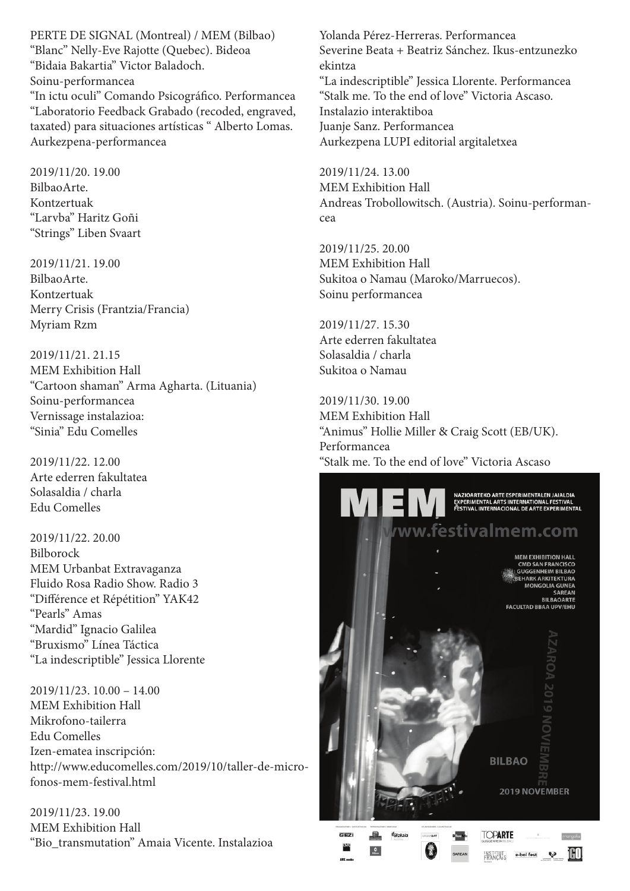PERTE DE SIGNAL (Montreal) / MEM (Bilbao)
"Blanc" Nelly-Eve Rajotte (Quebec). Bideoa
"Bidaia Bakartia" Victor Baladoch.
Soinu-performancea
"In ictu oculi" Comando Psicográfico. Performancea
"Laboratorio Feedback Grabado (recoded, engraved, taxated) para situaciones artísticas " Alberto Lomas.
Aurkezpena-performancea

2019/11/20. 19.00
BilbaoArte.
Kontzertuak
"Larvba" Haritz Goñi
"Strings" Liben Svaart

2019/11/21. 19.00
BilbaoArte.
Kontzertuak
Merry Crisis (Frantzia/Francia)
Myriam Rzm

2019/11/21. 21.15
MEM Exhibition Hall
"Cartoon shaman" Arma Agharta. (Lituania)
Soinu-performancea
Vernissage instalazioa:
"Sinia" Edu Comelles

2019/11/22. 12.00
Arte ederren fakultatea
Solasaldia / charla
Edu Comelles

2019/11/22. 20.00
Bilborock
MEM Urbanbat Extravaganza
Fluido Rosa Radio Show. Radio 3
"Différence et Répétition" YAK42
"Pearls" Amas
"Mardid" Ignacio Galilea
"Bruxismo" Línea Táctica
"La indescriptible" Jessica Llorente

2019/11/23. 10.00 – 14.00
MEM Exhibition Hall
Mikrofono-tailerra
Edu Comelles
Izen-ematea inscripción:
http://www.educomelles.com/2019/10/taller-de-microfonos-mem-festival.html

2019/11/23. 19.00
MEM Exhibition Hall
"Bio_transmutation" Amaia Vicente. Instalazioa
Yolanda Pérez-Herreras. Performancea
Severine Beata + Beatriz Sánchez. Ikus-entzunezko ekintza
"La indescriptible" Jessica Llorente. Performancea
"Stalk me. To the end of love" Victoria Ascaso.
Instalazio interaktiboa
Juanje Sanz. Performancea
Aurkezpena LUPI editorial argitaletxea

2019/11/24. 13.00
MEM Exhibition Hall
Andreas Trobollowitsch. (Austria). Soinu-performancea

2019/11/25. 20.00
MEM Exhibition Hall
Sukitoa o Namau (Maroko/Marruecos).
Soinu performancea

2019/11/27. 15.30
Arte ederren fakultatea
Solasaldia / charla
Sukitoa o Namau

2019/11/30. 19.00
MEM Exhibition Hall
"Animus" Hollie Miller & Craig Scott (EB/UK).
Performancea
"Stalk me. To the end of love" Victoria Ascaso

MEM
NAZIOARTEKO ARTE ESPERIMENTALEN JAIALDIA
EXPERIMENTAL ARTS INTERNATIONAL FESTIVAL
FESTIVAL INTERNACIONAL DE ARTE EXPERIMENTAL
www.festivalmem.com

MEM EXHIBITION HALL
CMD SAN FRANCISCO
GUGGENHEIM BILBAO
BEHARK ARKITEKTURA
MONGOLIA GUNEA
SAREAN
BILBAOARTE
FACULTAD BBAA UPV/EHU

AZAROA 2019 NOVIEMBRE
BILBAO
2019 NOVEMBER